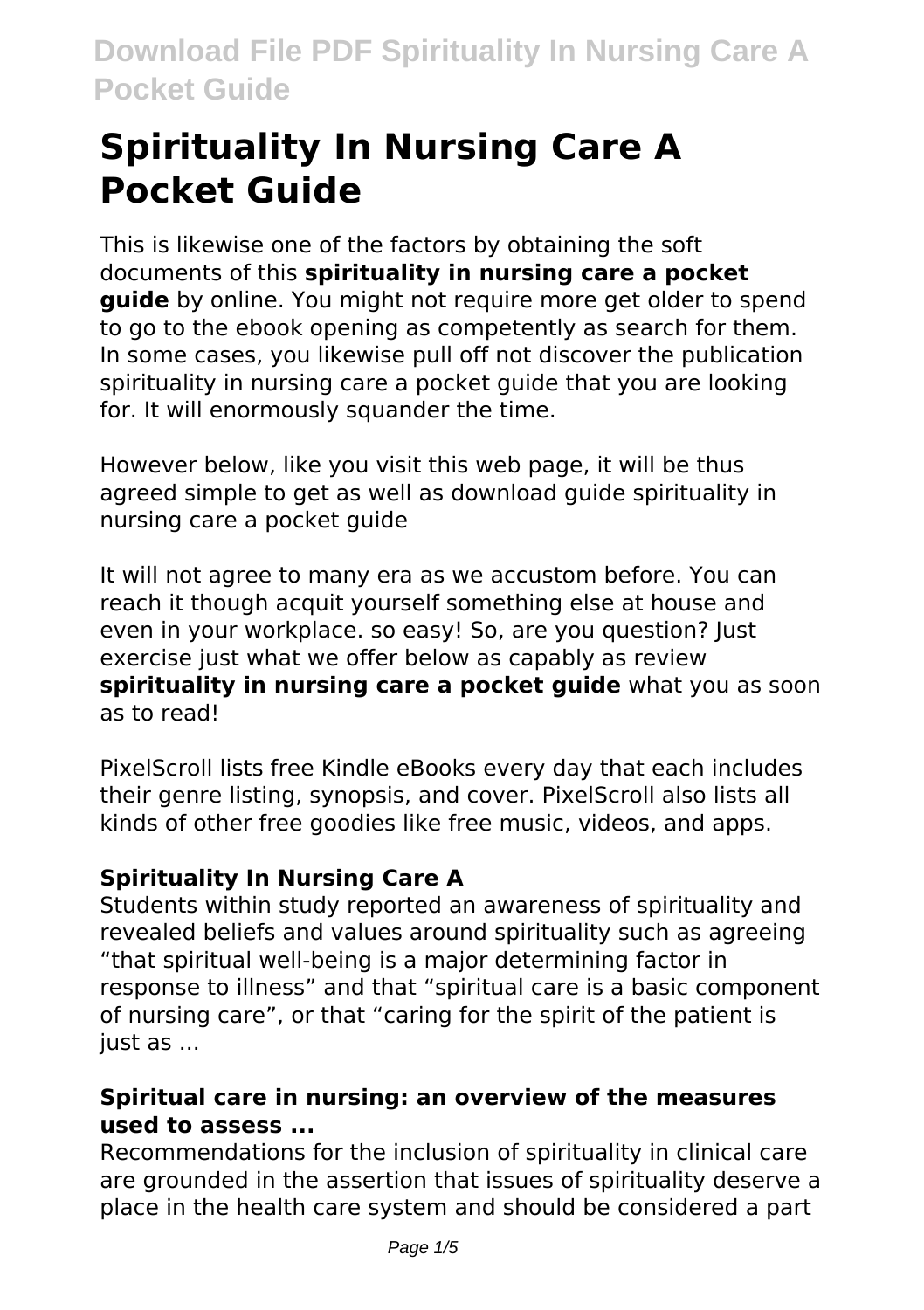# Spirituality In Nursing Care A Pocket Guide

This is likewise one of the factors by obtaining the soft documents of this **spirituality in nursing care a pocket guide** by online. You might not require more get older to spend to go to the ebook opening as competently as search for them. In some cases, you likewise pull off not discover the publication spirituality in nursing care a pocket guide that you are looking for. It will enormously squander the time.

However below, like you visit this web page, it will be thus agreed simple to get as well as download guide spirituality in nursing care a pocket guide

It will not agree to many era as we accustom before. You can reach it though acquit yourself something else at house and even in your workplace. so easy! So, are you question? Just exercise just what we offer below as capably as review **spirituality in nursing care a pocket guide** what you as soon as to read!

PixelScroll lists free Kindle eBooks every day that each includes their genre listing, synopsis, and cover. PixelScroll also lists all kinds of other free goodies like free music, videos, and apps.

### Spirituality In Nursing Care A

Students within study reported an awareness of spirituality and revealed beliefs and values around spirituality such as agreeing "that spiritual well-being is a major determining factor in response to illness" and that "spiritual care is a basic component of nursing care", or that "caring for the spirit of the patient is just as ...

### Spiritual care in nursing: an overview of the measures used to assess ...

Recommendations for the inclusion of spirituality in clinical care are grounded in the assertion that issues of spirituality deserve a place in the health care system and should be considered a part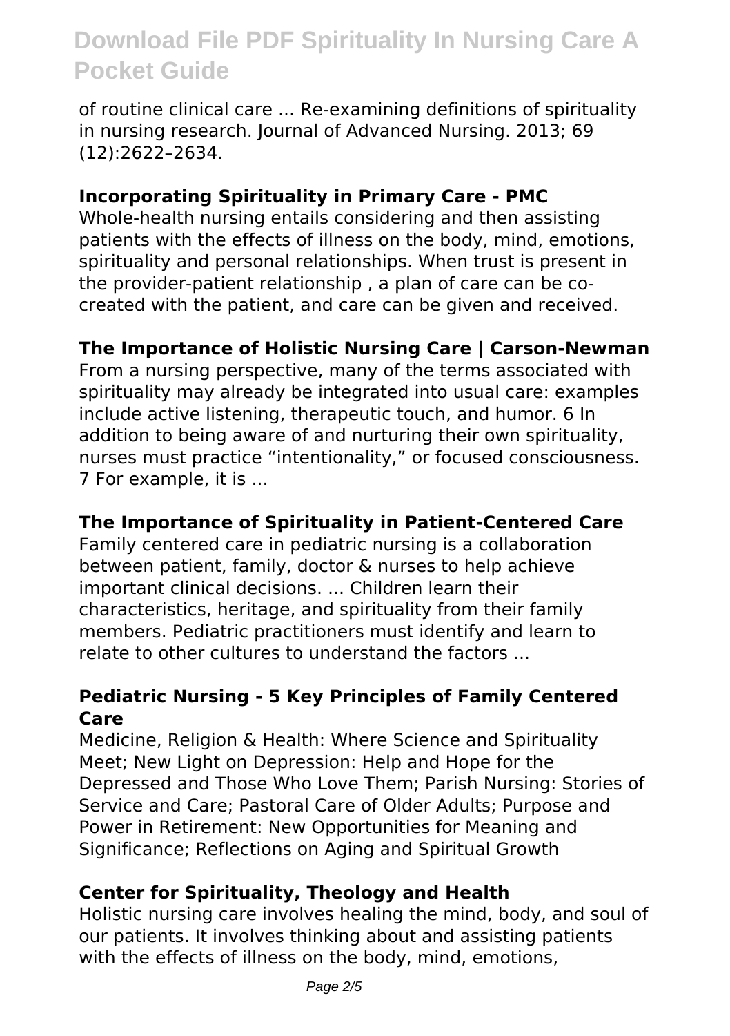of routine clinical care ... Re-examining definitions of spirituality in nursing research. Journal of Advanced Nursing. 2013; 69 (12):2622–2634.

**Incorporating Spirituality in Primary Care - PMC**

Whole-health nursing entails considering and then assisting patients with the effects of illness on the body, mind, emotions, spirituality and personal relationships. When trust is present in the provider-patient relationship , a plan of care can be co-created with the patient, and care can be given and received.

**The Importance of Holistic Nursing Care | Carson-Newman**

From a nursing perspective, many of the terms associated with spirituality may already be integrated into usual care: examples include active listening, therapeutic touch, and humor. 6 In addition to being aware of and nurturing their own spirituality, nurses must practice “intentionality,” or focused consciousness. 7 For example, it is ...

**The Importance of Spirituality in Patient-Centered Care**

Family centered care in pediatric nursing is a collaboration between patient, family, doctor & nurses to help achieve important clinical decisions. ... Children learn their characteristics, heritage, and spirituality from their family members. Pediatric practitioners must identify and learn to relate to other cultures to understand the factors ...

**Pediatric Nursing - 5 Key Principles of Family Centered Care**

Medicine, Religion & Health: Where Science and Spirituality Meet; New Light on Depression: Help and Hope for the Depressed and Those Who Love Them; Parish Nursing: Stories of Service and Care; Pastoral Care of Older Adults; Purpose and Power in Retirement: New Opportunities for Meaning and Significance; Reflections on Aging and Spiritual Growth

**Center for Spirituality, Theology and Health**

Holistic nursing care involves healing the mind, body, and soul of our patients. It involves thinking about and assisting patients with the effects of illness on the body, mind, emotions,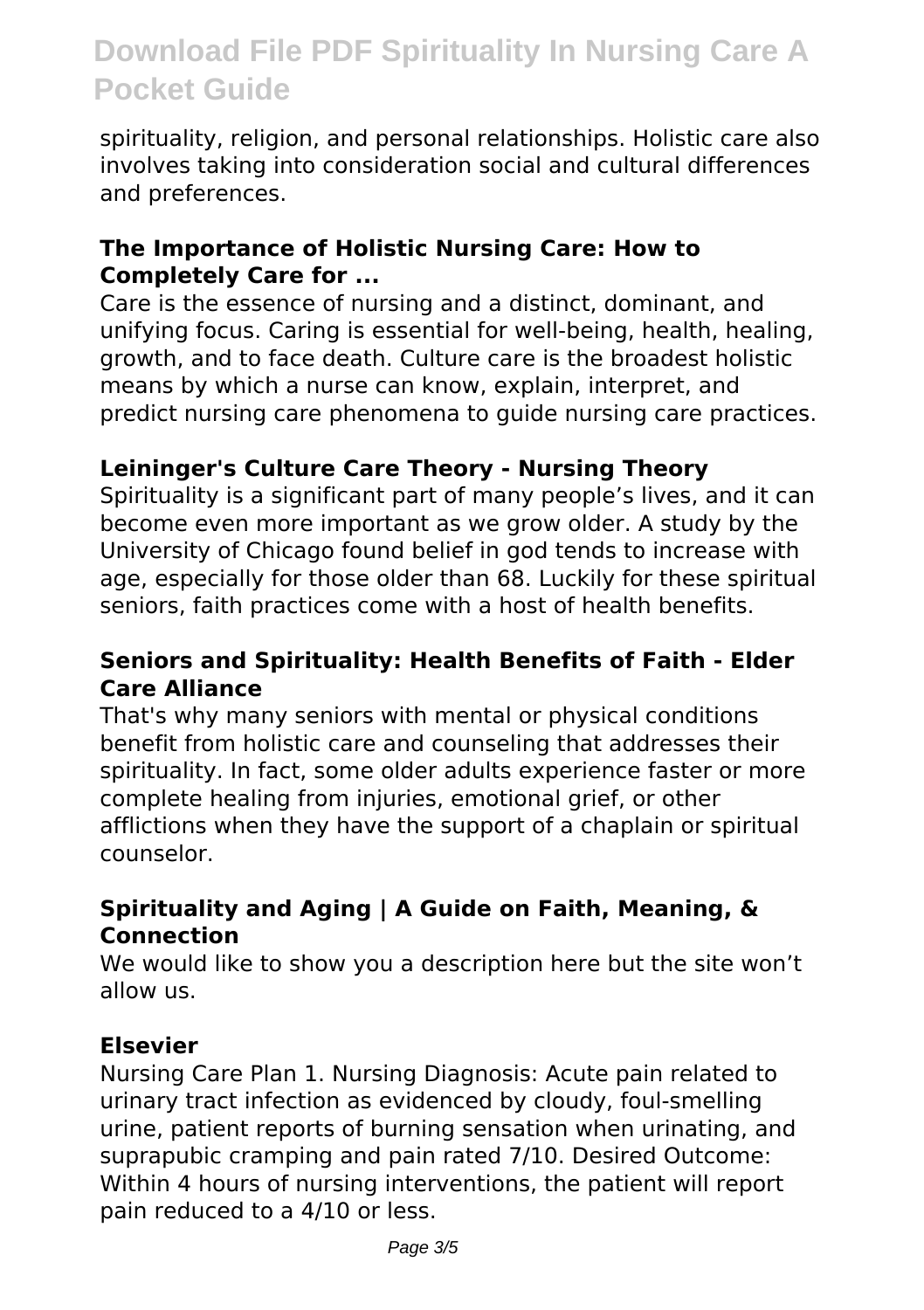spirituality, religion, and personal relationships. Holistic care also involves taking into consideration social and cultural differences and preferences.

### The Importance of Holistic Nursing Care: How to Completely Care for ...

Care is the essence of nursing and a distinct, dominant, and unifying focus. Caring is essential for well-being, health, healing, growth, and to face death. Culture care is the broadest holistic means by which a nurse can know, explain, interpret, and predict nursing care phenomena to guide nursing care practices.

### Leininger's Culture Care Theory - Nursing Theory

Spirituality is a significant part of many people's lives, and it can become even more important as we grow older. A study by the University of Chicago found belief in god tends to increase with age, especially for those older than 68. Luckily for these spiritual seniors, faith practices come with a host of health benefits.

### Seniors and Spirituality: Health Benefits of Faith - Elder Care Alliance

That's why many seniors with mental or physical conditions benefit from holistic care and counseling that addresses their spirituality. In fact, some older adults experience faster or more complete healing from injuries, emotional grief, or other afflictions when they have the support of a chaplain or spiritual counselor.

### Spirituality and Aging | A Guide on Faith, Meaning, & Connection

We would like to show you a description here but the site won't allow us.

### Elsevier

Nursing Care Plan 1. Nursing Diagnosis: Acute pain related to urinary tract infection as evidenced by cloudy, foul-smelling urine, patient reports of burning sensation when urinating, and suprapubic cramping and pain rated 7/10. Desired Outcome: Within 4 hours of nursing interventions, the patient will report pain reduced to a 4/10 or less.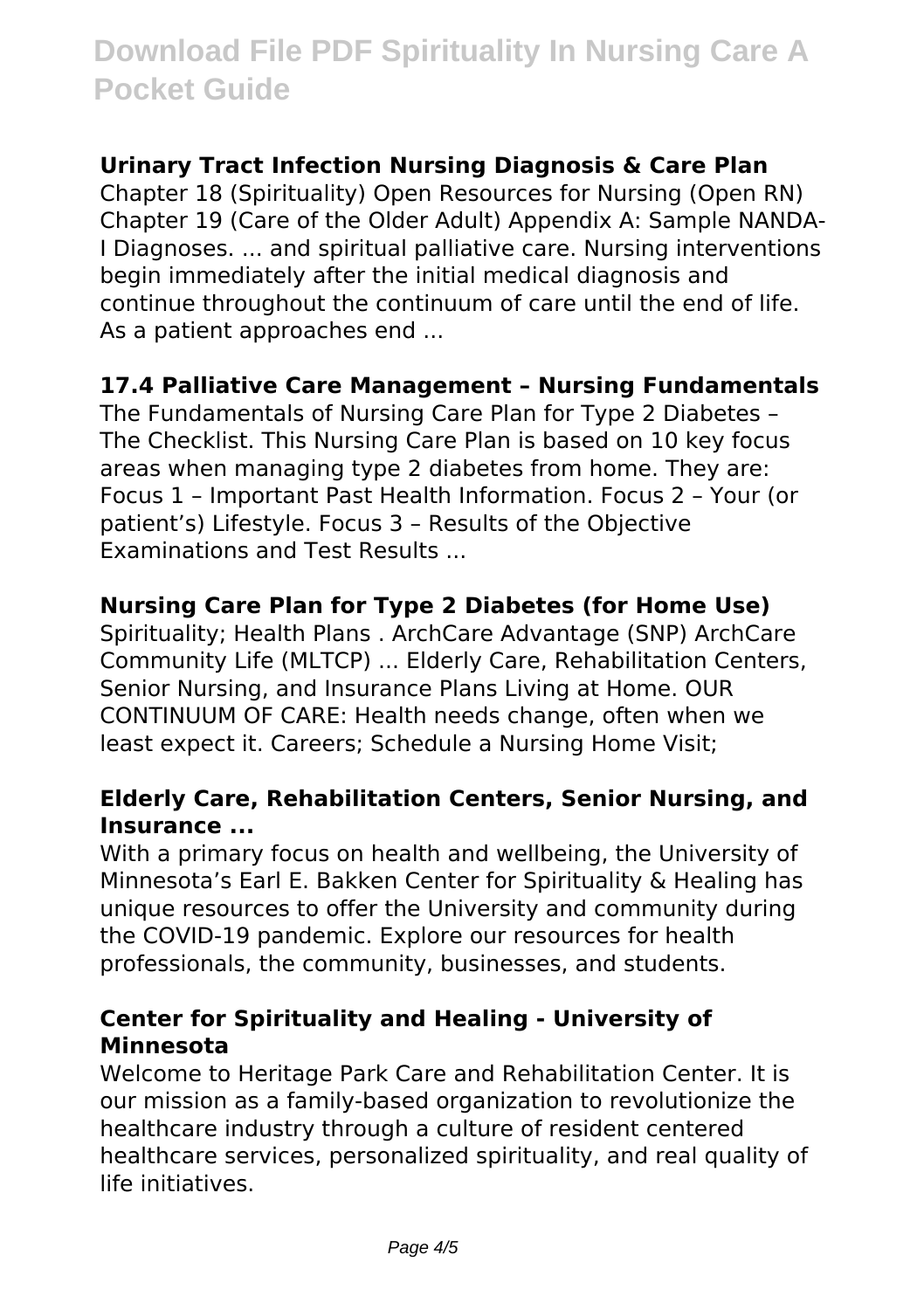### Urinary Tract Infection Nursing Diagnosis & Care Plan

Chapter 18 (Spirituality) Open Resources for Nursing (Open RN) Chapter 19 (Care of the Older Adult) Appendix A: Sample NANDA-I Diagnoses. ... and spiritual palliative care. Nursing interventions begin immediately after the initial medical diagnosis and continue throughout the continuum of care until the end of life. As a patient approaches end ...

### 17.4 Palliative Care Management – Nursing Fundamentals

The Fundamentals of Nursing Care Plan for Type 2 Diabetes – The Checklist. This Nursing Care Plan is based on 10 key focus areas when managing type 2 diabetes from home. They are: Focus 1 – Important Past Health Information. Focus 2 – Your (or patient's) Lifestyle. Focus 3 – Results of the Objective Examinations and Test Results ...

### Nursing Care Plan for Type 2 Diabetes (for Home Use)

Spirituality; Health Plans . ArchCare Advantage (SNP) ArchCare Community Life (MLTCP) ... Elderly Care, Rehabilitation Centers, Senior Nursing, and Insurance Plans Living at Home. OUR CONTINUUM OF CARE: Health needs change, often when we least expect it. Careers; Schedule a Nursing Home Visit;

### Elderly Care, Rehabilitation Centers, Senior Nursing, and Insurance ...

With a primary focus on health and wellbeing, the University of Minnesota's Earl E. Bakken Center for Spirituality & Healing has unique resources to offer the University and community during the COVID-19 pandemic. Explore our resources for health professionals, the community, businesses, and students.

### Center for Spirituality and Healing - University of Minnesota

Welcome to Heritage Park Care and Rehabilitation Center. It is our mission as a family-based organization to revolutionize the healthcare industry through a culture of resident centered healthcare services, personalized spirituality, and real quality of life initiatives.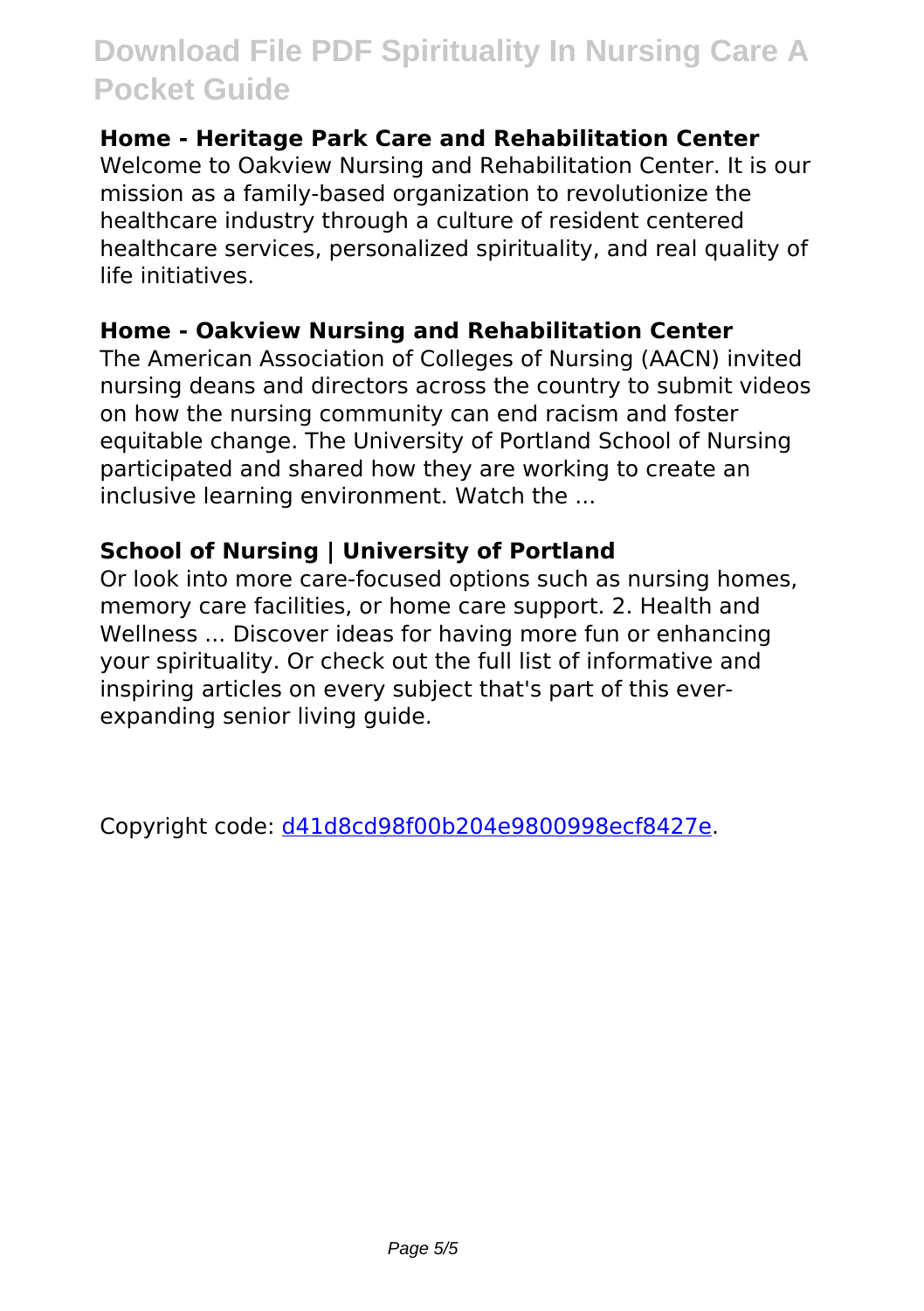**Home - Heritage Park Care and Rehabilitation Center**
Welcome to Oakview Nursing and Rehabilitation Center. It is our mission as a family-based organization to revolutionize the healthcare industry through a culture of resident centered healthcare services, personalized spirituality, and real quality of life initiatives.

**Home - Oakview Nursing and Rehabilitation Center**
The American Association of Colleges of Nursing (AACN) invited nursing deans and directors across the country to submit videos on how the nursing community can end racism and foster equitable change. The University of Portland School of Nursing participated and shared how they are working to create an inclusive learning environment. Watch the ...

**School of Nursing | University of Portland**
Or look into more care-focused options such as nursing homes, memory care facilities, or home care support. 2. Health and Wellness ... Discover ideas for having more fun or enhancing your spirituality. Or check out the full list of informative and inspiring articles on every subject that's part of this ever-expanding senior living guide.

Copyright code: d41d8cd98f00b204e9800998ecf8427e.